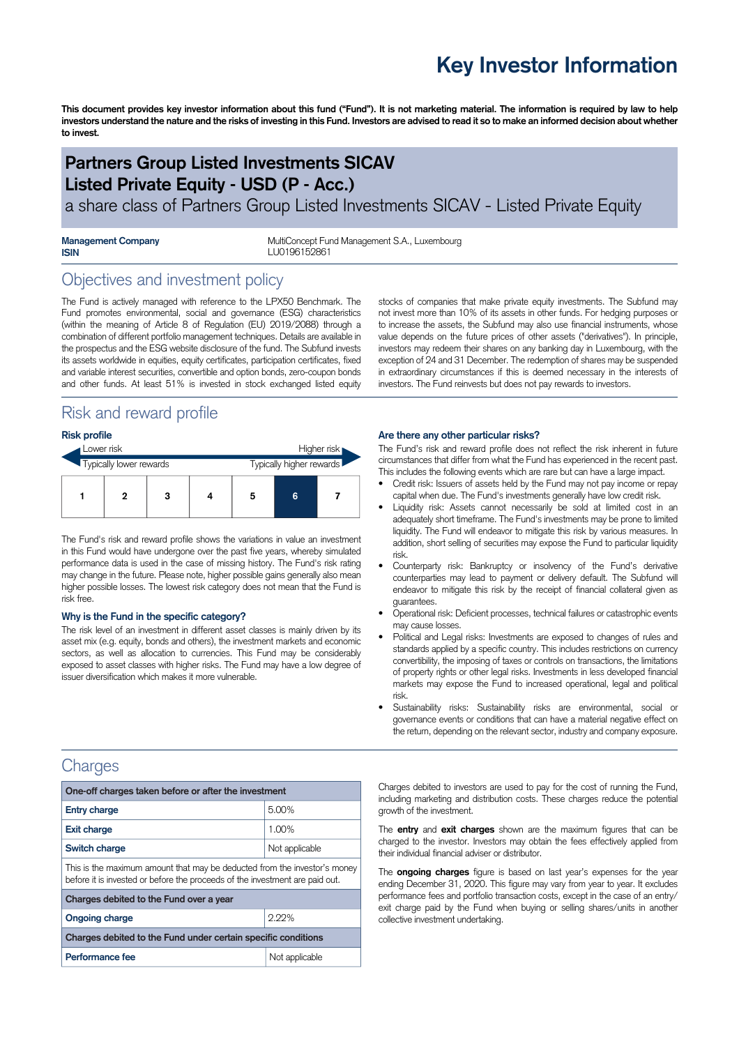# Key Investor Information

**This document provides key investor information about this fund ("Fund"). It is not marketing material. The information is required by law to help investors understand the nature and the risks of investing in this Fund. Investors are advised to read it so to make an informed decision about whether to invest.**

## Partners Group Listed Investments SICAV
## Listed Private Equity - USD (P - Acc.)

a share class of Partners Group Listed Investments SICAV - Listed Private Equity

| | |
|---|---|
| **Management Company** | MultiConcept Fund Management S.A., Luxembourg |
| **ISIN** | LU0196152861 |

## Objectives and investment policy

The Fund is actively managed with reference to the LPX50 Benchmark. The Fund promotes environmental, social and governance (ESG) characteristics (within the meaning of Article 8 of Regulation (EU) 2019/2088) through a combination of different portfolio management techniques. Details are available in the prospectus and the ESG website disclosure of the fund. The Subfund invests its assets worldwide in equities, equity certificates, participation certificates, fixed and variable interest securities, convertible and option bonds, zero-coupon bonds and other funds. At least 51% is invested in stock exchanged listed equity stocks of companies that make private equity investments. The Subfund may not invest more than 10% of its assets in other funds. For hedging purposes or to increase the assets, the Subfund may also use financial instruments, whose value depends on the future prices of other assets ("derivatives"). In principle, investors may redeem their shares on any banking day in Luxembourg, with the exception of 24 and 31 December. The redemption of shares may be suspended in extraordinary circumstances if this is deemed necessary in the interests of investors. The Fund reinvests but does not pay rewards to investors.

## Risk and reward profile

### Risk profile

Lower risk — Higher risk

Typically lower rewards — Typically higher rewards

| 1 | 2 | 3 | 4 | 5 | **6** | 7 |
|---|---|---|---|---|---|---|

The Fund's risk and reward profile shows the variations in value an investment in this Fund would have undergone over the past five years, whereby simulated performance data is used in the case of missing history. The Fund's risk rating may change in the future. Please note, higher possible gains generally also mean higher possible losses. The lowest risk category does not mean that the Fund is risk free.

### Why is the Fund in the specific category?

The risk level of an investment in different asset classes is mainly driven by its asset mix (e.g. equity, bonds and others), the investment markets and economic sectors, as well as allocation to currencies. This Fund may be considerably exposed to asset classes with higher risks. The Fund may have a low degree of issuer diversification which makes it more vulnerable.

### Are there any other particular risks?

The Fund's risk and reward profile does not reflect the risk inherent in future circumstances that differ from what the Fund has experienced in the recent past. This includes the following events which are rare but can have a large impact.

- Credit risk: Issuers of assets held by the Fund may not pay income or repay capital when due. The Fund's investments generally have low credit risk.
- Liquidity risk: Assets cannot necessarily be sold at limited cost in an adequately short timeframe. The Fund's investments may be prone to limited liquidity. The Fund will endeavor to mitigate this risk by various measures. In addition, short selling of securities may expose the Fund to particular liquidity risk.
- Counterparty risk: Bankruptcy or insolvency of the Fund's derivative counterparties may lead to payment or delivery default. The Subfund will endeavor to mitigate this risk by the receipt of financial collateral given as guarantees.
- Operational risk: Deficient processes, technical failures or catastrophic events may cause losses.
- Political and Legal risks: Investments are exposed to changes of rules and standards applied by a specific country. This includes restrictions on currency convertibility, the imposing of taxes or controls on transactions, the limitations of property rights or other legal risks. Investments in less developed financial markets may expose the Fund to increased operational, legal and political risk.
- Sustainability risks: Sustainability risks are environmental, social or governance events or conditions that can have a material negative effect on the return, depending on the relevant sector, industry and company exposure.

## Charges

| One-off charges taken before or after the investment | |
|---|---|
| **Entry charge** | 5.00% |
| **Exit charge** | 1.00% |
| **Switch charge** | Not applicable |
| This is the maximum amount that may be deducted from the investor's money before it is invested or before the proceeds of the investment are paid out. | |
| **Charges debited to the Fund over a year** | |
| **Ongoing charge** | 2.22% |
| **Charges debited to the Fund under certain specific conditions** | |
| **Performance fee** | Not applicable |

Charges debited to investors are used to pay for the cost of running the Fund, including marketing and distribution costs. These charges reduce the potential growth of the investment.

The **entry** and **exit charges** shown are the maximum figures that can be charged to the investor. Investors may obtain the fees effectively applied from their individual financial adviser or distributor.

The **ongoing charges** figure is based on last year's expenses for the year ending December 31, 2020. This figure may vary from year to year. It excludes performance fees and portfolio transaction costs, except in the case of an entry/exit charge paid by the Fund when buying or selling shares/units in another collective investment undertaking.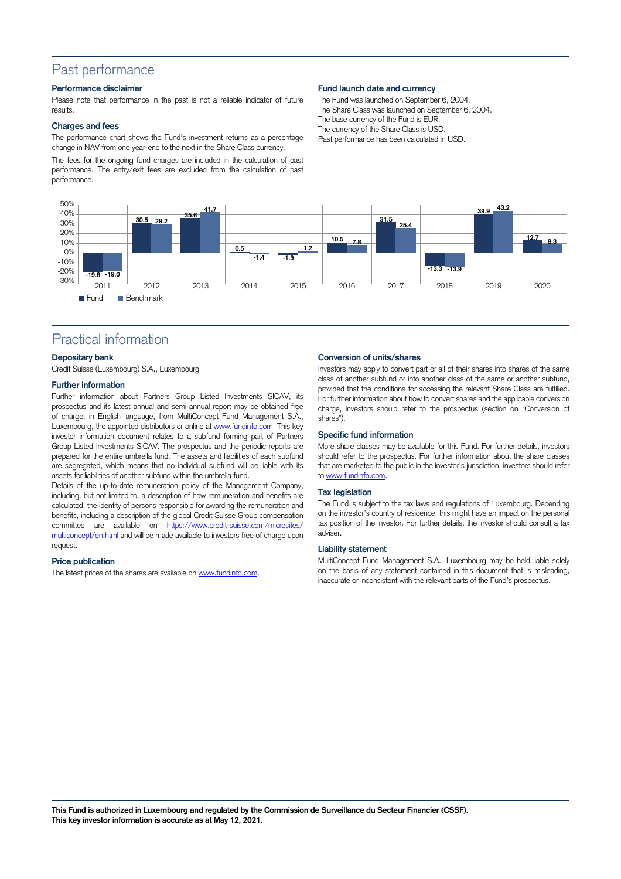## Past performance

### Performance disclaimer

Please note that performance in the past is not a reliable indicator of future results.

### Charges and fees

The performance chart shows the Fund's investment returns as a percentage change in NAV from one year-end to the next in the Share Class currency.

The fees for the ongoing fund charges are included in the calculation of past performance. The entry/exit fees are excluded from the calculation of past performance.

### Fund launch date and currency

The Fund was launched on September 6, 2004.
The Share Class was launched on September 6, 2004.
The base currency of the Fund is EUR.
The currency of the Share Class is USD.
Past performance has been calculated in USD.

50%
40%
30%
20%
10%
0%
-10%
-20%
-30%

2011: -19.8 -19.0
2012: 30.5 29.2
2013: 35.6 41.7
2014: 0.5 -1.4
2015: -1.9 1.2
2016: 10.5 7.8
2017: 31.5 25.4
2018: -13.3 -13.9
2019: 39.9 43.2
2020: 12.7 8.3

Fund
Benchmark

## Practical information

### Depositary bank

Credit Suisse (Luxembourg) S.A., Luxembourg

### Further information

Further information about Partners Group Listed Investments SICAV, its prospectus and its latest annual and semi-annual report may be obtained free of charge, in English language, from MultiConcept Fund Management S.A., Luxembourg, the appointed distributors or online at www.fundinfo.com. This key investor information document relates to a subfund forming part of Partners Group Listed Investments SICAV. The prospectus and the periodic reports are prepared for the entire umbrella fund. The assets and liabilities of each subfund are segregated, which means that no individual subfund will be liable with its assets for liabilities of another subfund within the umbrella fund.

Details of the up-to-date remuneration policy of the Management Company, including, but not limited to, a description of how remuneration and benefits are calculated, the identity of persons responsible for awarding the remuneration and benefits, including a description of the global Credit Suisse Group compensation committee are available on https://www.credit-suisse.com/microsites/multiconcept/en.html and will be made available to investors free of charge upon request.

### Price publication

The latest prices of the shares are available on www.fundinfo.com.

### Conversion of units/shares

Investors may apply to convert part or all of their shares into shares of the same class of another subfund or into another class of the same or another subfund, provided that the conditions for accessing the relevant Share Class are fulfilled. For further information about how to convert shares and the applicable conversion charge, investors should refer to the prospectus (section on "Conversion of shares").

### Specific fund information

More share classes may be available for this Fund. For further details, investors should refer to the prospectus. For further information about the share classes that are marketed to the public in the investor's jurisdiction, investors should refer to www.fundinfo.com.

### Tax legislation

The Fund is subject to the tax laws and regulations of Luxembourg. Depending on the investor's country of residence, this might have an impact on the personal tax position of the investor. For further details, the investor should consult a tax adviser.

### Liability statement

MultiConcept Fund Management S.A., Luxembourg may be held liable solely on the basis of any statement contained in this document that is misleading, inaccurate or inconsistent with the relevant parts of the Fund's prospectus.

**This Fund is authorized in Luxembourg and regulated by the Commission de Surveillance du Secteur Financier (CSSF).**
**This key investor information is accurate as at May 12, 2021.**